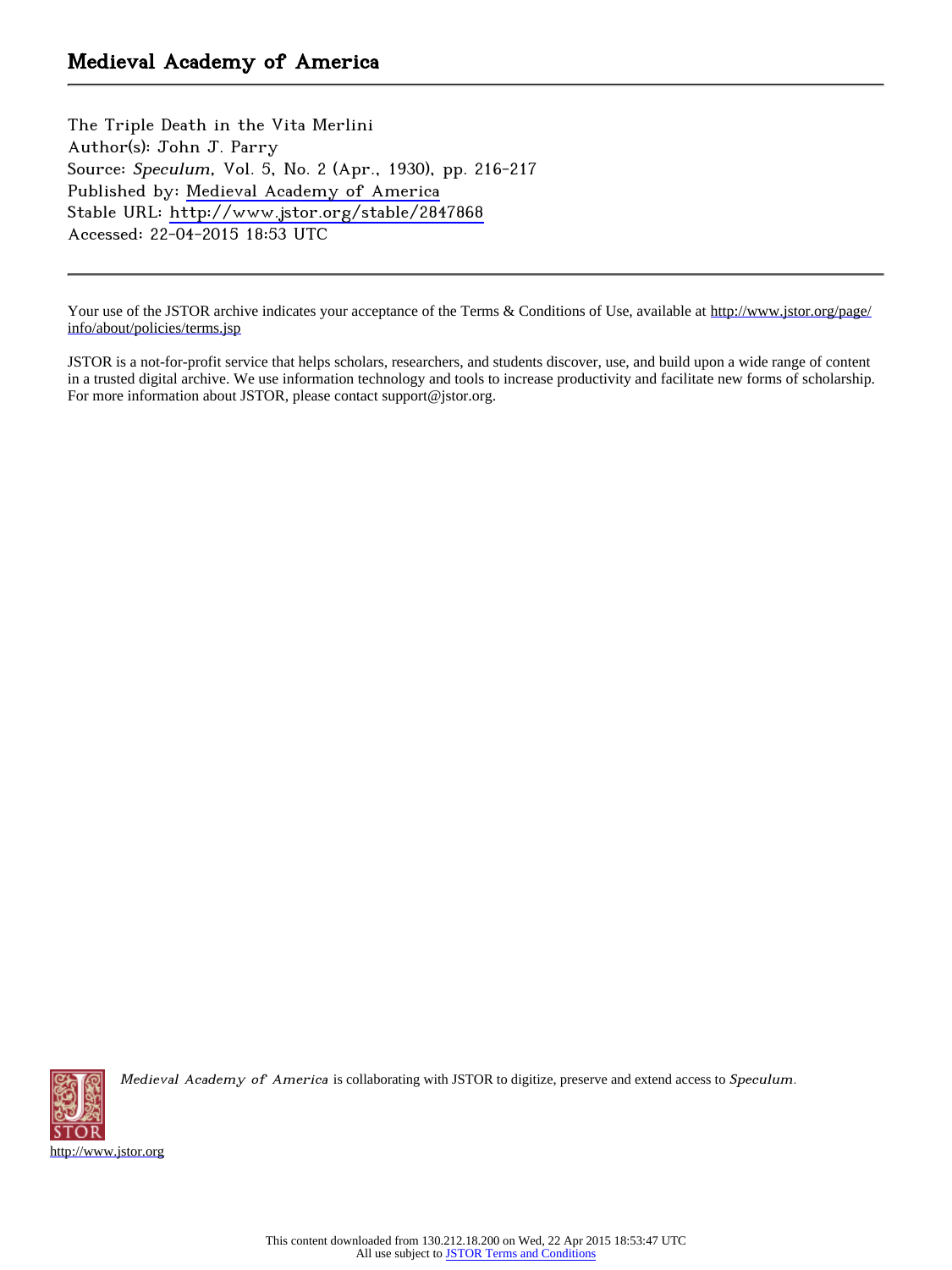# Medieval Academy of America

The Triple Death in the Vita Merlini
Author(s): John J. Parry
Source: *Speculum*, Vol. 5, No. 2 (Apr., 1930), pp. 216-217
Published by: Medieval Academy of America
Stable URL: http://www.jstor.org/stable/2847868
Accessed: 22-04-2015 18:53 UTC

Your use of the JSTOR archive indicates your acceptance of the Terms & Conditions of Use, available at http://www.jstor.org/page/info/about/policies/terms.jsp

JSTOR is a not-for-profit service that helps scholars, researchers, and students discover, use, and build upon a wide range of content in a trusted digital archive. We use information technology and tools to increase productivity and facilitate new forms of scholarship. For more information about JSTOR, please contact support@jstor.org.

*Medieval Academy of America* is collaborating with JSTOR to digitize, preserve and extend access to *Speculum*.

http://www.jstor.org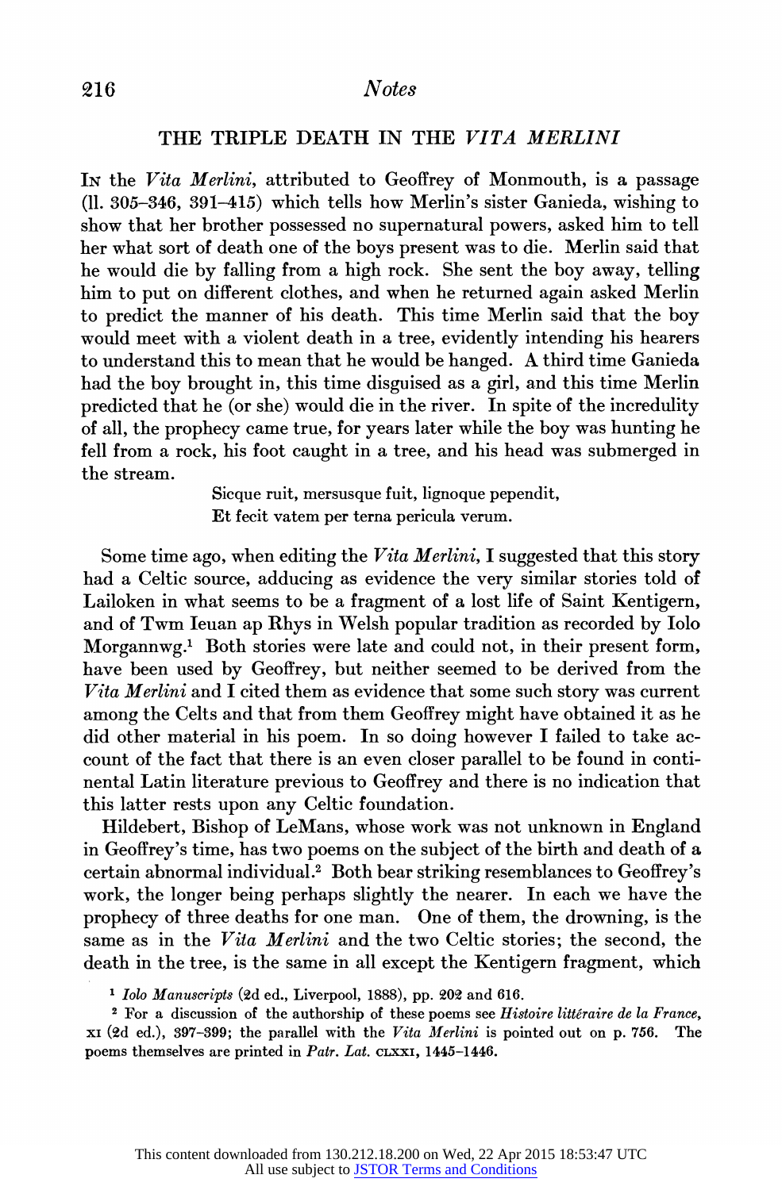## THE TRIPLE DEATH IN THE *VITA MERLINI*

In the *Vita Merlini*, attributed to Geoffrey of Monmouth, is a passage (ll. 305–346, 391–415) which tells how Merlin's sister Ganieda, wishing to show that her brother possessed no supernatural powers, asked him to tell her what sort of death one of the boys present was to die. Merlin said that he would die by falling from a high rock. She sent the boy away, telling him to put on different clothes, and when he returned again asked Merlin to predict the manner of his death. This time Merlin said that the boy would meet with a violent death in a tree, evidently intending his hearers to understand this to mean that he would be hanged. A third time Ganieda had the boy brought in, this time disguised as a girl, and this time Merlin predicted that he (or she) would die in the river. In spite of the incredulity of all, the prophecy came true, for years later while the boy was hunting he fell from a rock, his foot caught in a tree, and his head was submerged in the stream.

> Sicque ruit, mersusque fuit, lignoque pependit,
> Et fecit vatem per terna pericula verum.

Some time ago, when editing the *Vita Merlini*, I suggested that this story had a Celtic source, adducing as evidence the very similar stories told of Lailoken in what seems to be a fragment of a lost life of Saint Kentigern, and of Twm Ieuan ap Rhys in Welsh popular tradition as recorded by Iolo Morgannwg.[1] Both stories were late and could not, in their present form, have been used by Geoffrey, but neither seemed to be derived from the *Vita Merlini* and I cited them as evidence that some such story was current among the Celts and that from them Geoffrey might have obtained it as he did other material in his poem. In so doing however I failed to take account of the fact that there is an even closer parallel to be found in continental Latin literature previous to Geoffrey and there is no indication that this latter rests upon any Celtic foundation.

Hildebert, Bishop of LeMans, whose work was not unknown in England in Geoffrey's time, has two poems on the subject of the birth and death of a certain abnormal individual.[2] Both bear striking resemblances to Geoffrey's work, the longer being perhaps slightly the nearer. In each we have the prophecy of three deaths for one man. One of them, the drowning, is the same as in the *Vita Merlini* and the two Celtic stories; the second, the death in the tree, is the same in all except the Kentigern fragment, which

[1] *Iolo Manuscripts* (2d ed., Liverpool, 1888), pp. 202 and 616.

[2] For a discussion of the authorship of these poems see *Histoire littéraire de la France*, XI (2d ed.), 397–399; the parallel with the *Vita Merlini* is pointed out on p. 756. The poems themselves are printed in *Patr. Lat.* CLXXI, 1445–1446.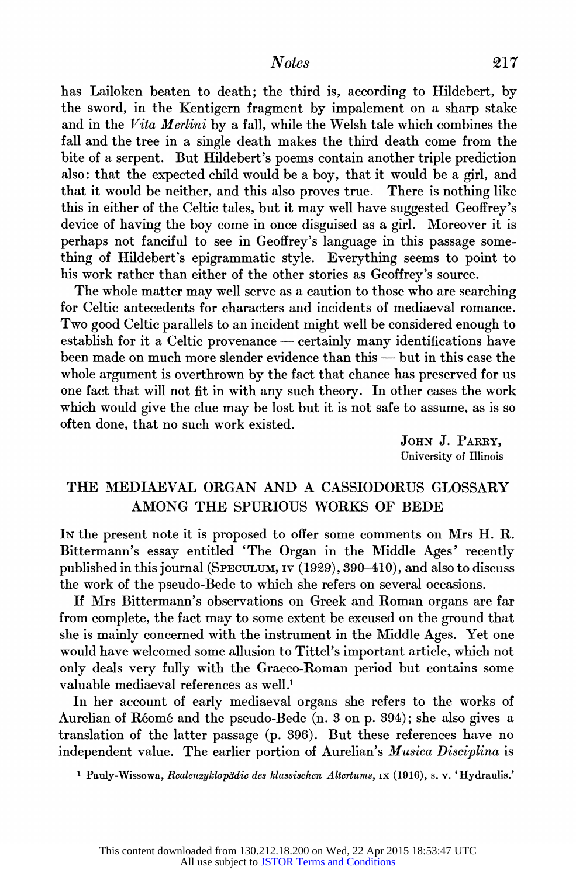has Lailoken beaten to death; the third is, according to Hildebert, by the sword, in the Kentigern fragment by impalement on a sharp stake and in the *Vita Merlini* by a fall, while the Welsh tale which combines the fall and the tree in a single death makes the third death come from the bite of a serpent. But Hildebert's poems contain another triple prediction also: that the expected child would be a boy, that it would be a girl, and that it would be neither, and this also proves true. There is nothing like this in either of the Celtic tales, but it may well have suggested Geoffrey's device of having the boy come in once disguised as a girl. Moreover it is perhaps not fanciful to see in Geoffrey's language in this passage something of Hildebert's epigrammatic style. Everything seems to point to his work rather than either of the other stories as Geoffrey's source.

The whole matter may well serve as a caution to those who are searching for Celtic antecedents for characters and incidents of mediaeval romance. Two good Celtic parallels to an incident might well be considered enough to establish for it a Celtic provenance — certainly many identifications have been made on much more slender evidence than this — but in this case the whole argument is overthrown by the fact that chance has preserved for us one fact that will not fit in with any such theory. In other cases the work which would give the clue may be lost but it is not safe to assume, as is so often done, that no such work existed.

John J. Parry,
University of Illinois

## THE MEDIAEVAL ORGAN AND A CASSIODORUS GLOSSARY AMONG THE SPURIOUS WORKS OF BEDE

In the present note it is proposed to offer some comments on Mrs H. R. Bittermann's essay entitled 'The Organ in the Middle Ages' recently published in this journal (Speculum, IV (1929), 390–410), and also to discuss the work of the pseudo-Bede to which she refers on several occasions.

If Mrs Bittermann's observations on Greek and Roman organs are far from complete, the fact may to some extent be excused on the ground that she is mainly concerned with the instrument in the Middle Ages. Yet one would have welcomed some allusion to Tittel's important article, which not only deals very fully with the Graeco-Roman period but contains some valuable mediaeval references as well.[1]

In her account of early mediaeval organs she refers to the works of Aurelian of Réomé and the pseudo-Bede (n. 3 on p. 394); she also gives a translation of the latter passage (p. 396). But these references have no independent value. The earlier portion of Aurelian's *Musica Disciplina* is

[1] Pauly-Wissowa, *Realenzyklopädie des klassischen Altertums*, IX (1916), s. v. 'Hydraulis.'